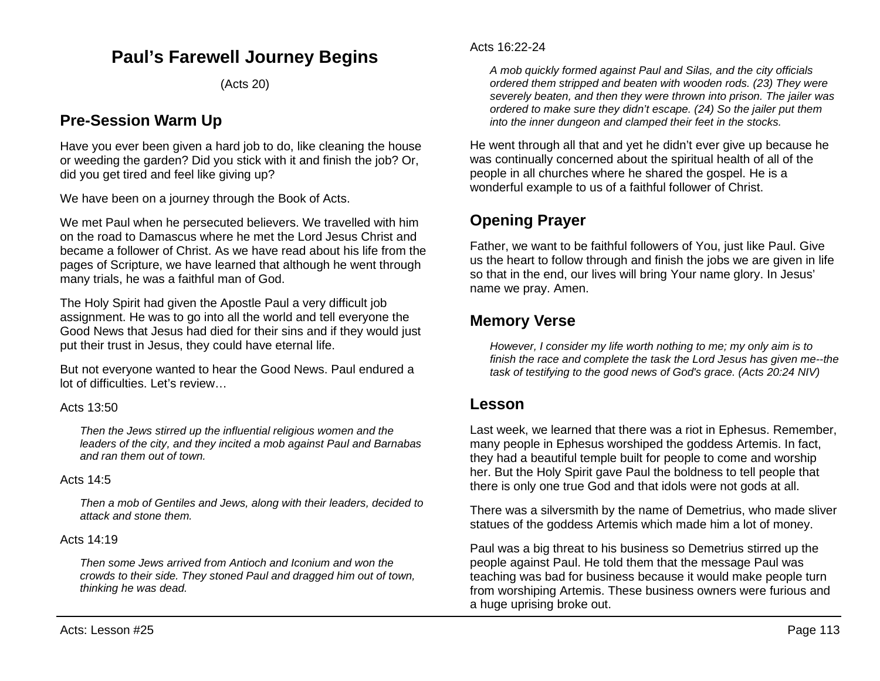# Paul's Farewell Journey Begins

(Acts 20)

## Pre-Session Warm Up

Have you ever been given a hard job to do, like cleaning the house or weeding the garden? Did you stick with it and finish the job? Or, did you get tired and feel like giving up?

We have been on a journey through the Book of Acts.

We met Paul when he persecuted believers. We travelled with him on the road to Damascus where he met the Lord Jesus Christ and became a follower of Christ. As we have read about his life from the pages of Scripture, we have learned that although he went through many trials, he was a faithful man of God.

The Holy Spirit had given the Apostle Paul a very difficult job assignment. He was to go into all the world and tell everyone the Good News that Jesus had died for their sins and if they would just put their trust in Jesus, they could have eternal life.

But not everyone wanted to hear the Good News. Paul endured a lot of difficulties. Let's review…

Acts 13:50

> *Then the Jews stirred up the influential religious women and the leaders of the city, and they incited a mob against Paul and Barnabas and ran them out of town.*

Acts 14:5

> *Then a mob of Gentiles and Jews, along with their leaders, decided to attack and stone them.*

Acts 14:19

> *Then some Jews arrived from Antioch and Iconium and won the crowds to their side. They stoned Paul and dragged him out of town, thinking he was dead.*

Acts 16:22-24

> *A mob quickly formed against Paul and Silas, and the city officials ordered them stripped and beaten with wooden rods. (23) They were severely beaten, and then they were thrown into prison. The jailer was ordered to make sure they didn't escape. (24) So the jailer put them into the inner dungeon and clamped their feet in the stocks.*

He went through all that and yet he didn't ever give up because he was continually concerned about the spiritual health of all of the people in all churches where he shared the gospel. He is a wonderful example to us of a faithful follower of Christ.

## Opening Prayer

Father, we want to be faithful followers of You, just like Paul. Give us the heart to follow through and finish the jobs we are given in life so that in the end, our lives will bring Your name glory. In Jesus' name we pray. Amen.

## Memory Verse

> *However, I consider my life worth nothing to me; my only aim is to finish the race and complete the task the Lord Jesus has given me--the task of testifying to the good news of God's grace. (Acts 20:24 NIV)*

## Lesson

Last week, we learned that there was a riot in Ephesus. Remember, many people in Ephesus worshiped the goddess Artemis. In fact, they had a beautiful temple built for people to come and worship her. But the Holy Spirit gave Paul the boldness to tell people that there is only one true God and that idols were not gods at all.

There was a silversmith by the name of Demetrius, who made sliver statues of the goddess Artemis which made him a lot of money.

Paul was a big threat to his business so Demetrius stirred up the people against Paul. He told them that the message Paul was teaching was bad for business because it would make people turn from worshiping Artemis. These business owners were furious and a huge uprising broke out.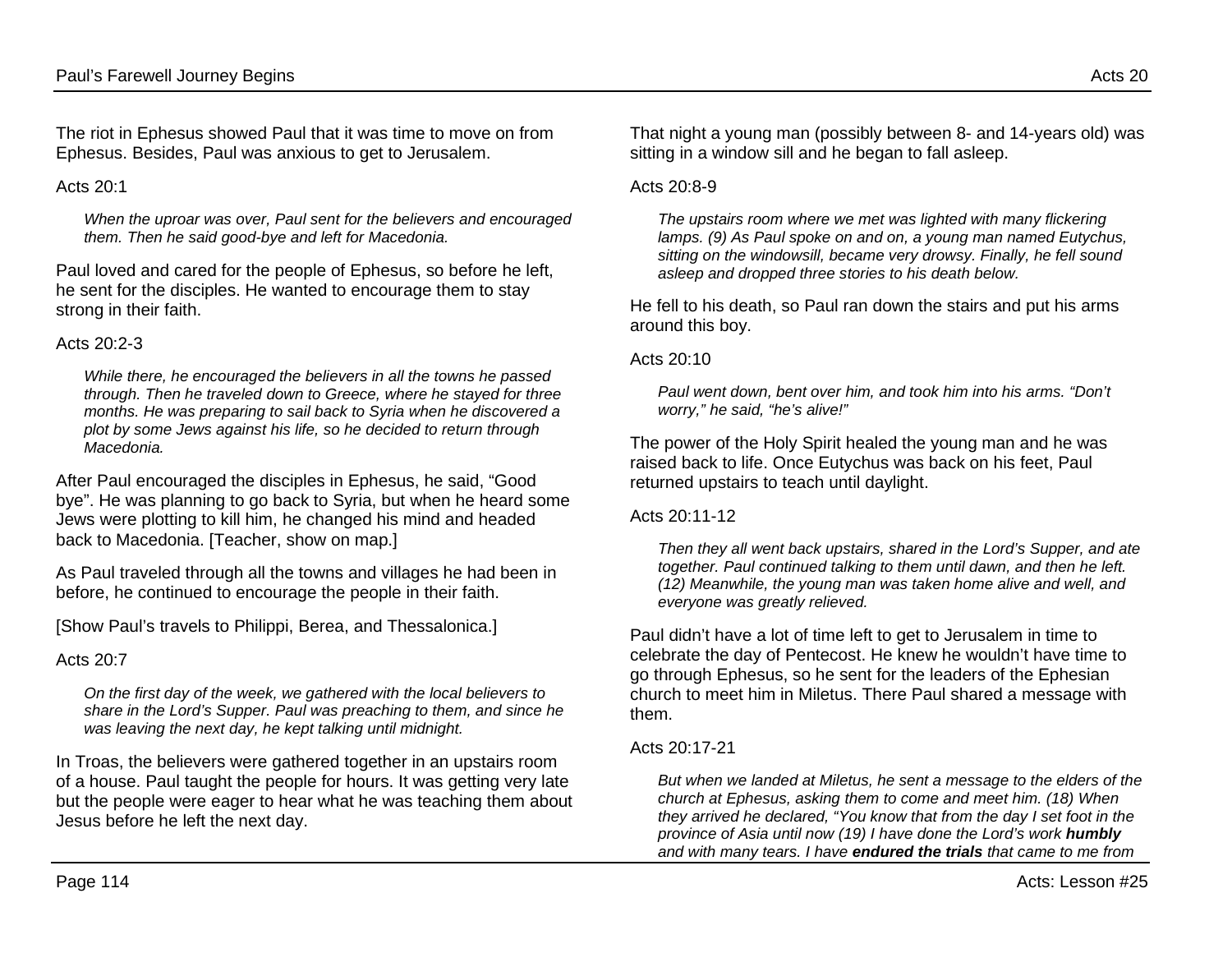The riot in Ephesus showed Paul that it was time to move on from Ephesus. Besides, Paul was anxious to get to Jerusalem.

Acts 20:1

> *When the uproar was over, Paul sent for the believers and encouraged them. Then he said good-bye and left for Macedonia.*

Paul loved and cared for the people of Ephesus, so before he left, he sent for the disciples. He wanted to encourage them to stay strong in their faith.

Acts 20:2-3

> *While there, he encouraged the believers in all the towns he passed through. Then he traveled down to Greece, where he stayed for three months. He was preparing to sail back to Syria when he discovered a plot by some Jews against his life, so he decided to return through Macedonia.*

After Paul encouraged the disciples in Ephesus, he said, "Good bye". He was planning to go back to Syria, but when he heard some Jews were plotting to kill him, he changed his mind and headed back to Macedonia. [Teacher, show on map.]

As Paul traveled through all the towns and villages he had been in before, he continued to encourage the people in their faith.

[Show Paul's travels to Philippi, Berea, and Thessalonica.]

Acts 20:7

> *On the first day of the week, we gathered with the local believers to share in the Lord's Supper. Paul was preaching to them, and since he was leaving the next day, he kept talking until midnight.*

In Troas, the believers were gathered together in an upstairs room of a house. Paul taught the people for hours. It was getting very late but the people were eager to hear what he was teaching them about Jesus before he left the next day.

That night a young man (possibly between 8- and 14-years old) was sitting in a window sill and he began to fall asleep.

Acts 20:8-9

> *The upstairs room where we met was lighted with many flickering lamps. (9) As Paul spoke on and on, a young man named Eutychus, sitting on the windowsill, became very drowsy. Finally, he fell sound asleep and dropped three stories to his death below.*

He fell to his death, so Paul ran down the stairs and put his arms around this boy.

Acts 20:10

> *Paul went down, bent over him, and took him into his arms. "Don't worry," he said, "he's alive!"*

The power of the Holy Spirit healed the young man and he was raised back to life. Once Eutychus was back on his feet, Paul returned upstairs to teach until daylight.

Acts 20:11-12

> *Then they all went back upstairs, shared in the Lord's Supper, and ate together. Paul continued talking to them until dawn, and then he left. (12) Meanwhile, the young man was taken home alive and well, and everyone was greatly relieved.*

Paul didn't have a lot of time left to get to Jerusalem in time to celebrate the day of Pentecost. He knew he wouldn't have time to go through Ephesus, so he sent for the leaders of the Ephesian church to meet him in Miletus. There Paul shared a message with them.

Acts 20:17-21

> *But when we landed at Miletus, he sent a message to the elders of the church at Ephesus, asking them to come and meet him. (18) When they arrived he declared, "You know that from the day I set foot in the province of Asia until now (19) I have done the Lord's work* ***humbly*** *and with many tears. I have* ***endured the trials*** *that came to me from*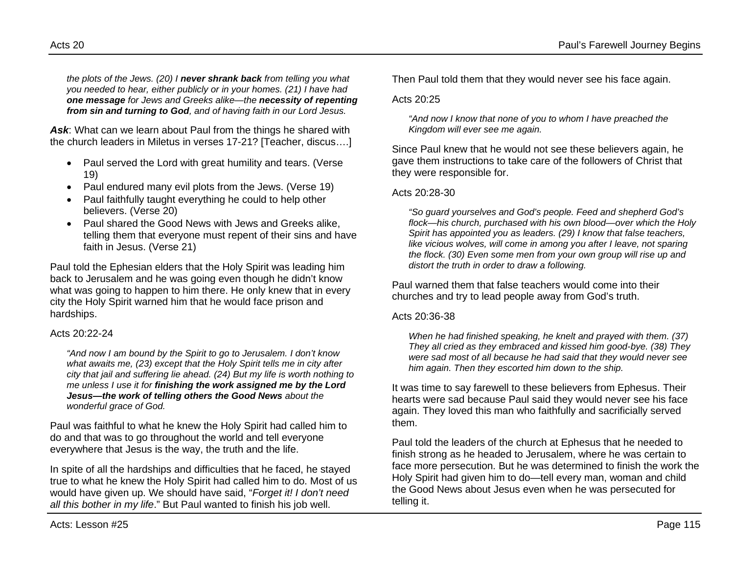*the plots of the Jews. (20) I **never shrank back** from telling you what you needed to hear, either publicly or in your homes. (21) I have had **one message** for Jews and Greeks alike—the **necessity of repenting from sin and turning to God**, and of having faith in our Lord Jesus.*

***Ask***: What can we learn about Paul from the things he shared with the church leaders in Miletus in verses 17-21? [Teacher, discus….]

- Paul served the Lord with great humility and tears. (Verse 19)
- Paul endured many evil plots from the Jews. (Verse 19)
- Paul faithfully taught everything he could to help other believers. (Verse 20)
- Paul shared the Good News with Jews and Greeks alike, telling them that everyone must repent of their sins and have faith in Jesus. (Verse 21)

Paul told the Ephesian elders that the Holy Spirit was leading him back to Jerusalem and he was going even though he didn't know what was going to happen to him there. He only knew that in every city the Holy Spirit warned him that he would face prison and hardships.

Acts 20:22-24

*"And now I am bound by the Spirit to go to Jerusalem. I don't know what awaits me, (23) except that the Holy Spirit tells me in city after city that jail and suffering lie ahead. (24) But my life is worth nothing to me unless I use it for **finishing the work assigned me by the Lord Jesus—the work of telling others the Good News** about the wonderful grace of God.*

Paul was faithful to what he knew the Holy Spirit had called him to do and that was to go throughout the world and tell everyone everywhere that Jesus is the way, the truth and the life.

In spite of all the hardships and difficulties that he faced, he stayed true to what he knew the Holy Spirit had called him to do. Most of us would have given up. We should have said, "*Forget it! I don't need all this bother in my life*." But Paul wanted to finish his job well.

Then Paul told them that they would never see his face again.

Acts 20:25

*"And now I know that none of you to whom I have preached the Kingdom will ever see me again.*

Since Paul knew that he would not see these believers again, he gave them instructions to take care of the followers of Christ that they were responsible for.

Acts 20:28-30

*"So guard yourselves and God's people. Feed and shepherd God's flock—his church, purchased with his own blood—over which the Holy Spirit has appointed you as leaders. (29) I know that false teachers, like vicious wolves, will come in among you after I leave, not sparing the flock. (30) Even some men from your own group will rise up and distort the truth in order to draw a following.*

Paul warned them that false teachers would come into their churches and try to lead people away from God's truth.

Acts 20:36-38

*When he had finished speaking, he knelt and prayed with them. (37) They all cried as they embraced and kissed him good-bye. (38) They were sad most of all because he had said that they would never see him again. Then they escorted him down to the ship.*

It was time to say farewell to these believers from Ephesus. Their hearts were sad because Paul said they would never see his face again. They loved this man who faithfully and sacrificially served them.

Paul told the leaders of the church at Ephesus that he needed to finish strong as he headed to Jerusalem, where he was certain to face more persecution. But he was determined to finish the work the Holy Spirit had given him to do—tell every man, woman and child the Good News about Jesus even when he was persecuted for telling it.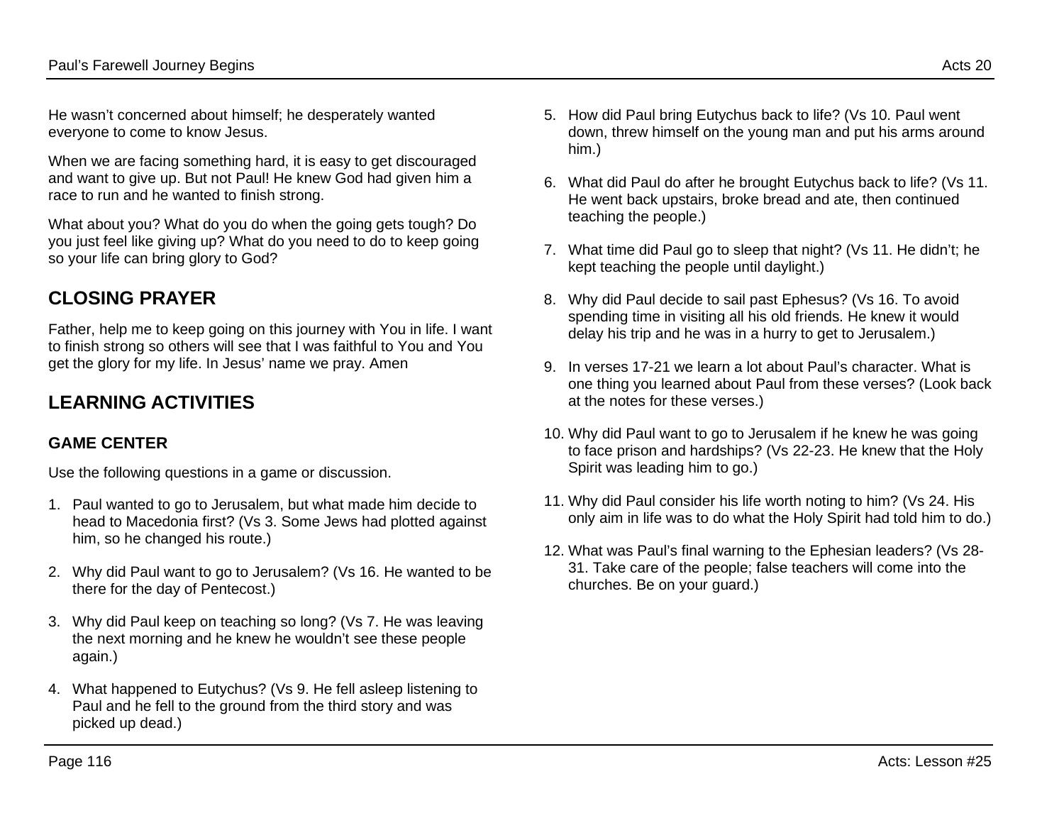He wasn't concerned about himself; he desperately wanted everyone to come to know Jesus.

When we are facing something hard, it is easy to get discouraged and want to give up. But not Paul! He knew God had given him a race to run and he wanted to finish strong.

What about you? What do you do when the going gets tough? Do you just feel like giving up? What do you need to do to keep going so your life can bring glory to God?

## CLOSING PRAYER

Father, help me to keep going on this journey with You in life. I want to finish strong so others will see that I was faithful to You and You get the glory for my life. In Jesus' name we pray. Amen

## LEARNING ACTIVITIES

### GAME CENTER

Use the following questions in a game or discussion.

1. Paul wanted to go to Jerusalem, but what made him decide to head to Macedonia first? (Vs 3. Some Jews had plotted against him, so he changed his route.)
2. Why did Paul want to go to Jerusalem? (Vs 16. He wanted to be there for the day of Pentecost.)
3. Why did Paul keep on teaching so long? (Vs 7. He was leaving the next morning and he knew he wouldn't see these people again.)
4. What happened to Eutychus? (Vs 9. He fell asleep listening to Paul and he fell to the ground from the third story and was picked up dead.)
5. How did Paul bring Eutychus back to life? (Vs 10. Paul went down, threw himself on the young man and put his arms around him.)
6. What did Paul do after he brought Eutychus back to life? (Vs 11. He went back upstairs, broke bread and ate, then continued teaching the people.)
7. What time did Paul go to sleep that night? (Vs 11. He didn't; he kept teaching the people until daylight.)
8. Why did Paul decide to sail past Ephesus? (Vs 16. To avoid spending time in visiting all his old friends. He knew it would delay his trip and he was in a hurry to get to Jerusalem.)
9. In verses 17-21 we learn a lot about Paul's character. What is one thing you learned about Paul from these verses? (Look back at the notes for these verses.)
10. Why did Paul want to go to Jerusalem if he knew he was going to face prison and hardships? (Vs 22-23. He knew that the Holy Spirit was leading him to go.)
11. Why did Paul consider his life worth noting to him? (Vs 24. His only aim in life was to do what the Holy Spirit had told him to do.)
12. What was Paul's final warning to the Ephesian leaders? (Vs 28-31. Take care of the people; false teachers will come into the churches. Be on your guard.)